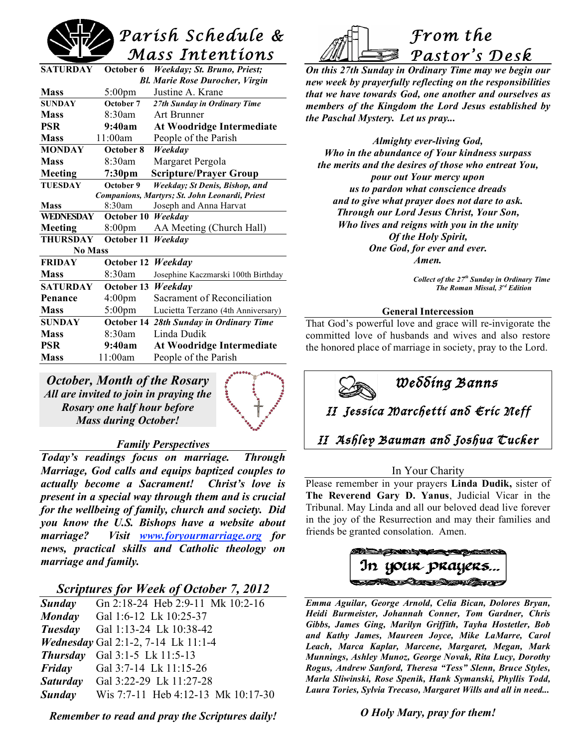# Parish Schedule & Mass Intentions

| SATURDAY | October 6 | *Weekday; St. Bruno, Priest; Bl. Marie Rose Durocher, Virgin* |
|---|---|---|
| Mass | 5:00pm | Justine A. Krane |
| **SUNDAY** | **October 7** | ***27th Sunday in Ordinary Time*** |
| Mass | 8:30am | Art Brunner |
| **PSR** | **9:40am** | **At Woodridge Intermediate** |
| Mass | 11:00am | People of the Parish |
| **MONDAY** | **October 8** | ***Weekday*** |
| Mass | 8:30am | Margaret Pergola |
| **Meeting** | **7:30pm** | **Scripture/Prayer Group** |
| **TUESDAY** | **October 9** | ***Weekday; St Denis, Bishop, and Companions, Martyrs; St. John Leonardi, Priest*** |
| Mass | 8:30am | Joseph and Anna Harvat |
| **WEDNESDAY** | **October 10** | ***Weekday*** |
| Meeting | 8:00pm | AA Meeting (Church Hall) |
| **THURSDAY** | **October 11** | ***Weekday*** |
| No Mass | | |
| **FRIDAY** | **October 12** | ***Weekday*** |
| Mass | 8:30am | Josephine Kaczmarski 100th Birthday |
| **SATURDAY** | **October 13** | ***Weekday*** |
| Penance | 4:00pm | Sacrament of Reconciliation |
| Mass | 5:00pm | Lucietta Terzano (4th Anniversary) |
| **SUNDAY** | **October 14** | ***28th Sunday in Ordinary Time*** |
| Mass | 8:30am | Linda Dudik |
| **PSR** | **9:40am** | **At Woodridge Intermediate** |
| Mass | 11:00am | People of the Parish |

***October, Month of the Rosary***
***All are invited to join in praying the Rosary one half hour before Mass during October!***

### *Family Perspectives*

***Today's readings focus on marriage. Through Marriage, God calls and equips baptized couples to actually become a Sacrament! Christ's love is present in a special way through them and is crucial for the wellbeing of family, church and society. Did you know the U.S. Bishops have a website about marriage? Visit www.foryourmarriage.org for news, practical skills and Catholic theology on marriage and family.***

## *Scriptures for Week of October 7, 2012*

| | |
|---|---|
| ***Sunday*** | Gn 2:18-24 Heb 2:9-11 Mk 10:2-16 |
| ***Monday*** | Gal 1:6-12 Lk 10:25-37 |
| ***Tuesday*** | Gal 1:13-24 Lk 10:38-42 |
| ***Wednesday*** | Gal 2:1-2, 7-14 Lk 11:1-4 |
| ***Thursday*** | Gal 3:1-5 Lk 11:5-13 |
| ***Friday*** | Gal 3:7-14 Lk 11:15-26 |
| ***Saturday*** | Gal 3:22-29 Lk 11:27-28 |
| ***Sunday*** | Wis 7:7-11 Heb 4:12-13 Mk 10:17-30 |

***Remember to read and pray the Scriptures daily!***

# From the Pastor's Desk

***On this 27th Sunday in Ordinary Time may we begin our new week by prayerfully reflecting on the responsibilities that we have towards God, one another and ourselves as members of the Kingdom the Lord Jesus established by the Paschal Mystery. Let us pray...***

***Almighty ever-living God,***
***Who in the abundance of Your kindness surpass***
***the merits and the desires of those who entreat You,***
***pour out Your mercy upon***
***us to pardon what conscience dreads***
***and to give what prayer does not dare to ask.***
***Through our Lord Jesus Christ, Your Son,***
***Who lives and reigns with you in the unity***
***Of the Holy Spirit,***
***One God, for ever and ever.***
***Amen.***

*Collect of the 27th Sunday in Ordinary Time*
*The Roman Missal, 3rd Edition*

**General Intercession**

That God's powerful love and grace will re-invigorate the committed love of husbands and wives and also restore the honored place of marriage in society, pray to the Lord.

## Wedding Banns

II Jessica Marchetti and Eric Neff

II Ashley Bauman and Joshua Tucker

### In Your Charity

Please remember in your prayers **Linda Dudik,** sister of **The Reverend Gary D. Yanus**, Judicial Vicar in the Tribunal. May Linda and all our beloved dead live forever in the joy of the Resurrection and may their families and friends be granted consolation. Amen.

## In your prayers...

***Emma Aguilar, George Arnold, Celia Bican, Dolores Bryan, Heidi Burmeister, Johannah Conner, Tom Gardner, Chris Gibbs, James Ging, Marilyn Griffith, Tayha Hostetler, Bob and Kathy James, Maureen Joyce, Mike LaMarre, Carol Leach, Marca Kaplar, Marcene, Margaret, Megan, Mark Munnings, Ashley Munoz, George Novak, Rita Lucy, Dorothy Rogus, Andrew Sanford, Theresa "Tess" Slenn, Bruce Styles, Marla Sliwinski, Rose Spenik, Hank Symanski, Phyllis Todd, Laura Tories, Sylvia Trecaso, Margaret Wills and all in need...***

***O Holy Mary, pray for them!***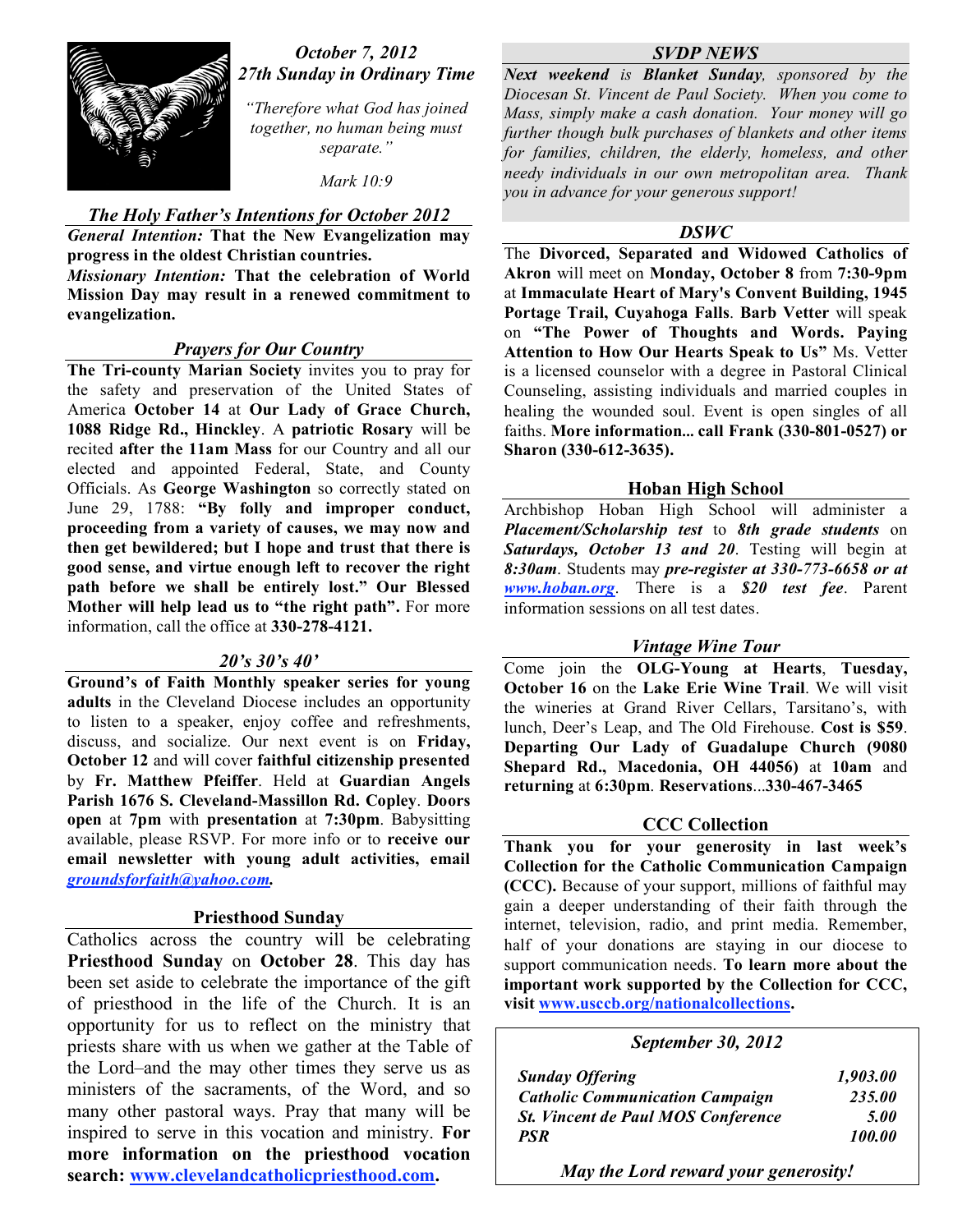*October 7, 2012*
*27th Sunday in Ordinary Time*

*"Therefore what God has joined together, no human being must separate."*

*Mark 10:9*

## *The Holy Father's Intentions for October 2012*

***General Intention:*** **That the New Evangelization may progress in the oldest Christian countries.**

***Missionary Intention:*** **That the celebration of World Mission Day may result in a renewed commitment to evangelization.**

## *Prayers for Our Country*

**The Tri-county Marian Society** invites you to pray for the safety and preservation of the United States of America **October 14** at **Our Lady of Grace Church, 1088 Ridge Rd., Hinckley**. A **patriotic Rosary** will be recited **after the 11am Mass** for our Country and all our elected and appointed Federal, State, and County Officials. As **George Washington** so correctly stated on June 29, 1788: **"By folly and improper conduct, proceeding from a variety of causes, we may now and then get bewildered; but I hope and trust that there is good sense, and virtue enough left to recover the right path before we shall be entirely lost." Our Blessed Mother will help lead us to "the right path".** For more information, call the office at **330-278-4121.**

## *20's 30's 40'*

**Ground's of Faith Monthly speaker series for young adults** in the Cleveland Diocese includes an opportunity to listen to a speaker, enjoy coffee and refreshments, discuss, and socialize. Our next event is on **Friday, October 12** and will cover **faithful citizenship presented** by **Fr. Matthew Pfeiffer**. Held at **Guardian Angels Parish 1676 S. Cleveland-Massillon Rd. Copley**. **Doors open** at **7pm** with **presentation** at **7:30pm**. Babysitting available, please RSVP. For more info or to **receive our email newsletter with young adult activities, email *groundsforfaith@yahoo.com.***

## Priesthood Sunday

Catholics across the country will be celebrating **Priesthood Sunday** on **October 28**. This day has been set aside to celebrate the importance of the gift of priesthood in the life of the Church. It is an opportunity for us to reflect on the ministry that priests share with us when we gather at the Table of the Lord–and the may other times they serve us as ministers of the sacraments, of the Word, and so many other pastoral ways. Pray that many will be inspired to serve in this vocation and ministry. **For more information on the priesthood vocation search: www.clevelandcatholicpriesthood.com.**

## *SVDP NEWS*

***Next weekend** is **Blanket Sunday**, sponsored by the Diocesan St. Vincent de Paul Society. When you come to Mass, simply make a cash donation. Your money will go further though bulk purchases of blankets and other items for families, children, the elderly, homeless, and other needy individuals in our own metropolitan area. Thank you in advance for your generous support!*

## *DSWC*

The **Divorced, Separated and Widowed Catholics of Akron** will meet on **Monday, October 8** from **7:30-9pm** at **Immaculate Heart of Mary's Convent Building, 1945 Portage Trail, Cuyahoga Falls**. **Barb Vetter** will speak on **"The Power of Thoughts and Words. Paying Attention to How Our Hearts Speak to Us"** Ms. Vetter is a licensed counselor with a degree in Pastoral Clinical Counseling, assisting individuals and married couples in healing the wounded soul. Event is open singles of all faiths. **More information... call Frank (330-801-0527) or Sharon (330-612-3635).**

## Hoban High School

Archbishop Hoban High School will administer a ***Placement/Scholarship test*** to ***8th grade students*** on ***Saturdays, October 13 and 20***. Testing will begin at ***8:30am***. Students may ***pre-register at 330-773-6658 or at www.hoban.org***. There is a ***$20 test fee***. Parent information sessions on all test dates.

## *Vintage Wine Tour*

Come join the **OLG-Young at Hearts**, **Tuesday, October 16** on the **Lake Erie Wine Trail**. We will visit the wineries at Grand River Cellars, Tarsitano's, with lunch, Deer's Leap, and The Old Firehouse. **Cost is $59**. **Departing Our Lady of Guadalupe Church (9080 Shepard Rd., Macedonia, OH 44056)** at **10am** and **returning** at **6:30pm**. **Reservations**...**330-467-3465**

## CCC Collection

**Thank you for your generosity in last week's Collection for the Catholic Communication Campaign (CCC).** Because of your support, millions of faithful may gain a deeper understanding of their faith through the internet, television, radio, and print media. Remember, half of your donations are staying in our diocese to support communication needs. **To learn more about the important work supported by the Collection for CCC, visit www.usccb.org/nationalcollections.**

### *September 30, 2012*

| | |
|---|---|
| ***Sunday Offering*** | ***1,903.00*** |
| ***Catholic Communication Campaign*** | ***235.00*** |
| ***St. Vincent de Paul MOS Conference*** | ***5.00*** |
| ***PSR*** | ***100.00*** |

***May the Lord reward your generosity!***